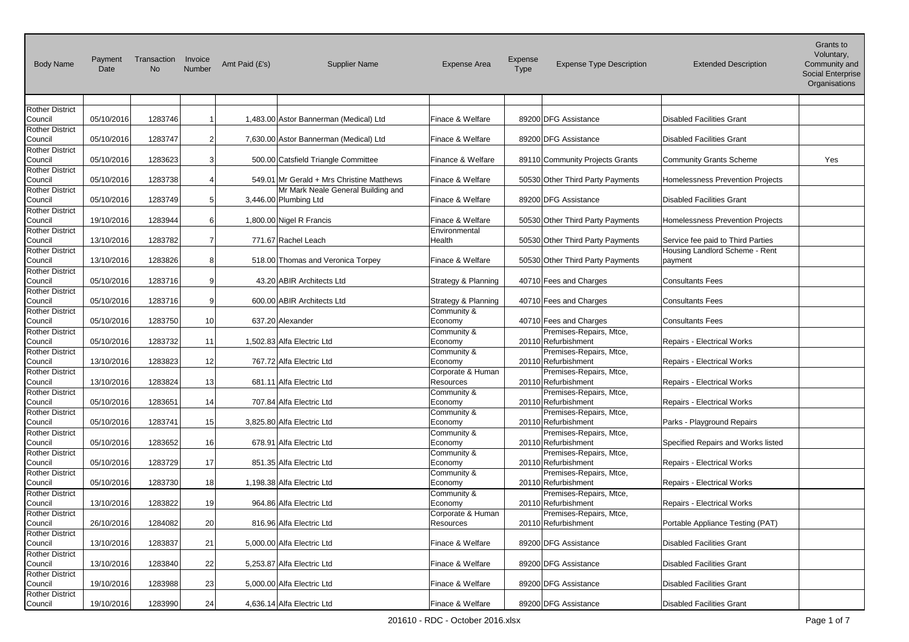| Body Name | Payment Date | Transaction No | Invoice Number | Amt Paid (£'s) | Supplier Name | Expense Area | Expense Type | Expense Type Description | Extended Description | Grants to Voluntary, Community and Social Enterprise Organisations |
|---|---|---|---|---|---|---|---|---|---|---|
| Rother District Council | 05/10/2016 | 1283746 | 1 | 1,483.00 | Astor Bannerman (Medical) Ltd | Finace & Welfare | 89200 | DFG Assistance | Disabled Facilities Grant | |
| Rother District Council | 05/10/2016 | 1283747 | 2 | 7,630.00 | Astor Bannerman (Medical) Ltd | Finace & Welfare | 89200 | DFG Assistance | Disabled Facilities Grant | |
| Rother District Council | 05/10/2016 | 1283623 | 3 | 500.00 | Catsfield Triangle Committee | Finance & Welfare | 89110 | Community Projects Grants | Community Grants Scheme | Yes |
| Rother District Council | 05/10/2016 | 1283738 | 4 | 549.01 | Mr Gerald + Mrs Christine Matthews | Finace & Welfare | 50530 | Other Third Party Payments | Homelessness Prevention Projects | |
| Rother District Council | 05/10/2016 | 1283749 | 5 | 3,446.00 | Mr Mark Neale General Building and Plumbing Ltd | Finace & Welfare | 89200 | DFG Assistance | Disabled Facilities Grant | |
| Rother District Council | 19/10/2016 | 1283944 | 6 | 1,800.00 | Nigel R Francis | Finace & Welfare | 50530 | Other Third Party Payments | Homelessness Prevention Projects | |
| Rother District Council | 13/10/2016 | 1283782 | 7 | 771.67 | Rachel Leach | Environmental Health | 50530 | Other Third Party Payments | Service fee paid to Third Parties | |
| Rother District Council | 13/10/2016 | 1283826 | 8 | 518.00 | Thomas and Veronica Torpey | Finace & Welfare | 50530 | Other Third Party Payments | Housing Landlord Scheme - Rent payment | |
| Rother District Council | 05/10/2016 | 1283716 | 9 | 43.20 | ABIR Architects Ltd | Strategy & Planning | 40710 | Fees and Charges | Consultants Fees | |
| Rother District Council | 05/10/2016 | 1283716 | 9 | 600.00 | ABIR Architects Ltd | Strategy & Planning | 40710 | Fees and Charges | Consultants Fees | |
| Rother District Council | 05/10/2016 | 1283750 | 10 | 637.20 | Alexander | Community & Economy | 40710 | Fees and Charges | Consultants Fees | |
| Rother District Council | 05/10/2016 | 1283732 | 11 | 1,502.83 | Alfa Electric Ltd | Community & Economy | 20110 | Premises-Repairs, Mtce, Refurbishment | Repairs - Electrical Works | |
| Rother District Council | 13/10/2016 | 1283823 | 12 | 767.72 | Alfa Electric Ltd | Community & Economy | 20110 | Premises-Repairs, Mtce, Refurbishment | Repairs - Electrical Works | |
| Rother District Council | 13/10/2016 | 1283824 | 13 | 681.11 | Alfa Electric Ltd | Corporate & Human Resources | 20110 | Premises-Repairs, Mtce, Refurbishment | Repairs - Electrical Works | |
| Rother District Council | 05/10/2016 | 1283651 | 14 | 707.84 | Alfa Electric Ltd | Community & Economy | 20110 | Premises-Repairs, Mtce, Refurbishment | Repairs - Electrical Works | |
| Rother District Council | 05/10/2016 | 1283741 | 15 | 3,825.80 | Alfa Electric Ltd | Community & Economy | 20110 | Premises-Repairs, Mtce, Refurbishment | Parks - Playground Repairs | |
| Rother District Council | 05/10/2016 | 1283652 | 16 | 678.91 | Alfa Electric Ltd | Community & Economy | 20110 | Premises-Repairs, Mtce, Refurbishment | Specified Repairs and Works listed | |
| Rother District Council | 05/10/2016 | 1283729 | 17 | 851.35 | Alfa Electric Ltd | Community & Economy | 20110 | Premises-Repairs, Mtce, Refurbishment | Repairs - Electrical Works | |
| Rother District Council | 05/10/2016 | 1283730 | 18 | 1,198.38 | Alfa Electric Ltd | Community & Economy | 20110 | Premises-Repairs, Mtce, Refurbishment | Repairs - Electrical Works | |
| Rother District Council | 13/10/2016 | 1283822 | 19 | 964.86 | Alfa Electric Ltd | Community & Economy | 20110 | Premises-Repairs, Mtce, Refurbishment | Repairs - Electrical Works | |
| Rother District Council | 26/10/2016 | 1284082 | 20 | 816.96 | Alfa Electric Ltd | Corporate & Human Resources | 20110 | Premises-Repairs, Mtce, Refurbishment | Portable Appliance Testing (PAT) | |
| Rother District Council | 13/10/2016 | 1283837 | 21 | 5,000.00 | Alfa Electric Ltd | Finace & Welfare | 89200 | DFG Assistance | Disabled Facilities Grant | |
| Rother District Council | 13/10/2016 | 1283840 | 22 | 5,253.87 | Alfa Electric Ltd | Finace & Welfare | 89200 | DFG Assistance | Disabled Facilities Grant | |
| Rother District Council | 19/10/2016 | 1283988 | 23 | 5,000.00 | Alfa Electric Ltd | Finace & Welfare | 89200 | DFG Assistance | Disabled Facilities Grant | |
| Rother District Council | 19/10/2016 | 1283990 | 24 | 4,636.14 | Alfa Electric Ltd | Finace & Welfare | 89200 | DFG Assistance | Disabled Facilities Grant | |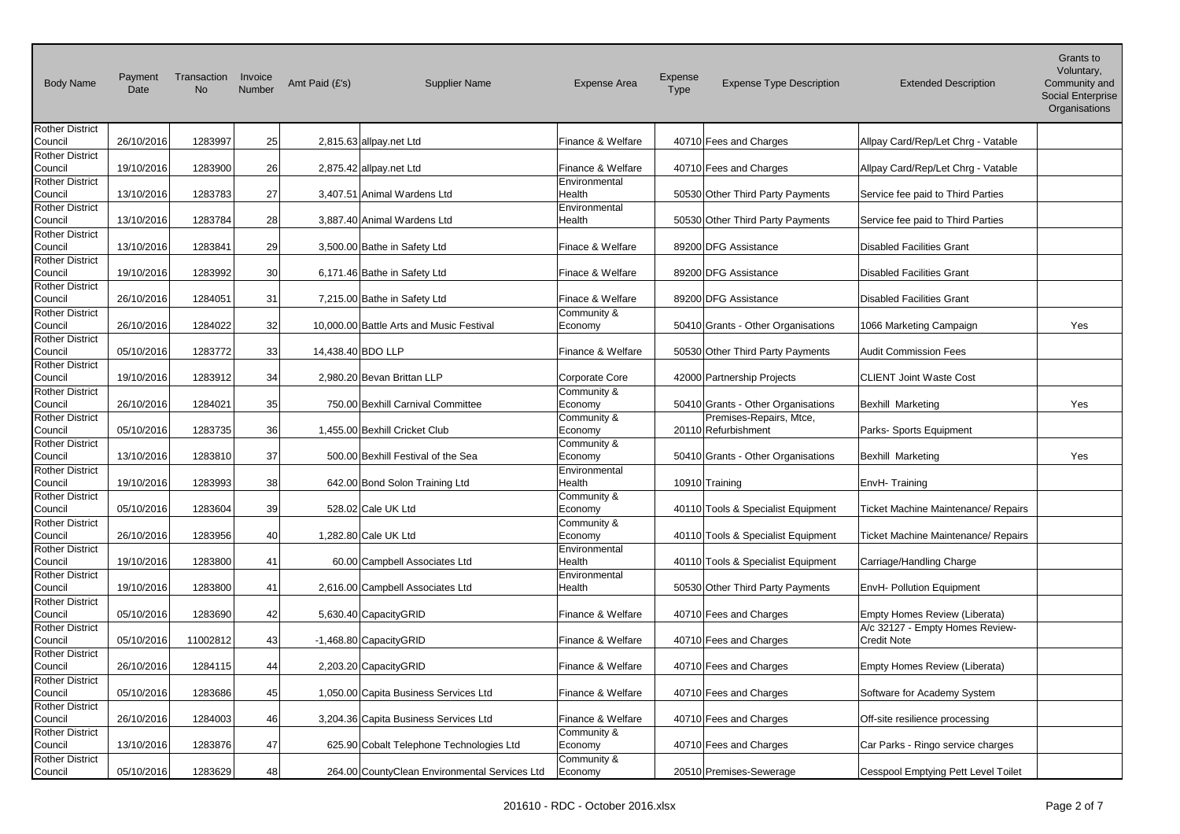| Body Name | Payment Date | Transaction No | Invoice Number | Amt Paid (£'s) | Supplier Name | Expense Area | Expense Type | Expense Type Description | Extended Description | Grants to Voluntary, Community and Social Enterprise Organisations |
|---|---|---|---|---|---|---|---|---|---|---|
| Rother District Council | 26/10/2016 | 1283997 | 25 | 2,815.63 | allpay.net Ltd | Finance & Welfare | 40710 | Fees and Charges | Allpay Card/Rep/Let Chrg - Vatable | |
| Rother District Council | 19/10/2016 | 1283900 | 26 | 2,875.42 | allpay.net Ltd | Finance & Welfare | 40710 | Fees and Charges | Allpay Card/Rep/Let Chrg - Vatable | |
| Rother District Council | 13/10/2016 | 1283783 | 27 | 3,407.51 | Animal Wardens Ltd | Environmental Health | 50530 | Other Third Party Payments | Service fee paid to Third Parties | |
| Rother District Council | 13/10/2016 | 1283784 | 28 | 3,887.40 | Animal Wardens Ltd | Environmental Health | 50530 | Other Third Party Payments | Service fee paid to Third Parties | |
| Rother District Council | 13/10/2016 | 1283841 | 29 | 3,500.00 | Bathe in Safety Ltd | Finace & Welfare | 89200 | DFG Assistance | Disabled Facilities Grant | |
| Rother District Council | 19/10/2016 | 1283992 | 30 | 6,171.46 | Bathe in Safety Ltd | Finace & Welfare | 89200 | DFG Assistance | Disabled Facilities Grant | |
| Rother District Council | 26/10/2016 | 1284051 | 31 | 7,215.00 | Bathe in Safety Ltd | Finace & Welfare | 89200 | DFG Assistance | Disabled Facilities Grant | |
| Rother District Council | 26/10/2016 | 1284022 | 32 | 10,000.00 | Battle Arts and Music Festival | Community & Economy | 50410 | Grants - Other Organisations | 1066 Marketing Campaign | Yes |
| Rother District Council | 05/10/2016 | 1283772 | 33 | 14,438.40 | BDO LLP | Finance & Welfare | 50530 | Other Third Party Payments | Audit Commission Fees | |
| Rother District Council | 19/10/2016 | 1283912 | 34 | 2,980.20 | Bevan Brittan LLP | Corporate Core | 42000 | Partnership Projects | CLIENT Joint Waste Cost | |
| Rother District Council | 26/10/2016 | 1284021 | 35 | 750.00 | Bexhill Carnival Committee | Community & Economy | 50410 | Grants - Other Organisations | Bexhill Marketing | Yes |
| Rother District Council | 05/10/2016 | 1283735 | 36 | 1,455.00 | Bexhill Cricket Club | Community & Economy | 20110 | Premises-Repairs, Mtce, Refurbishment | Parks- Sports Equipment | |
| Rother District Council | 13/10/2016 | 1283810 | 37 | 500.00 | Bexhill Festival of the Sea | Community & Economy | 50410 | Grants - Other Organisations | Bexhill Marketing | Yes |
| Rother District Council | 19/10/2016 | 1283993 | 38 | 642.00 | Bond Solon Training Ltd | Environmental Health | 10910 | Training | EnvH- Training | |
| Rother District Council | 05/10/2016 | 1283604 | 39 | 528.02 | Cale UK Ltd | Community & Economy | 40110 | Tools & Specialist Equipment | Ticket Machine Maintenance/ Repairs | |
| Rother District Council | 26/10/2016 | 1283956 | 40 | 1,282.80 | Cale UK Ltd | Community & Economy | 40110 | Tools & Specialist Equipment | Ticket Machine Maintenance/ Repairs | |
| Rother District Council | 19/10/2016 | 1283800 | 41 | 60.00 | Campbell Associates Ltd | Environmental Health | 40110 | Tools & Specialist Equipment | Carriage/Handling Charge | |
| Rother District Council | 19/10/2016 | 1283800 | 41 | 2,616.00 | Campbell Associates Ltd | Environmental Health | 50530 | Other Third Party Payments | EnvH- Pollution Equipment | |
| Rother District Council | 05/10/2016 | 1283690 | 42 | 5,630.40 | CapacityGRID | Finance & Welfare | 40710 | Fees and Charges | Empty Homes Review (Liberata) | |
| Rother District Council | 05/10/2016 | 11002812 | 43 | -1,468.80 | CapacityGRID | Finance & Welfare | 40710 | Fees and Charges | A/c 32127 - Empty Homes Review-Credit Note | |
| Rother District Council | 26/10/2016 | 1284115 | 44 | 2,203.20 | CapacityGRID | Finance & Welfare | 40710 | Fees and Charges | Empty Homes Review (Liberata) | |
| Rother District Council | 05/10/2016 | 1283686 | 45 | 1,050.00 | Capita Business Services Ltd | Finance & Welfare | 40710 | Fees and Charges | Software for Academy System | |
| Rother District Council | 26/10/2016 | 1284003 | 46 | 3,204.36 | Capita Business Services Ltd | Finance & Welfare | 40710 | Fees and Charges | Off-site resilience processing | |
| Rother District Council | 13/10/2016 | 1283876 | 47 | 625.90 | Cobalt Telephone Technologies Ltd | Community & Economy | 40710 | Fees and Charges | Car Parks - Ringo service charges | |
| Rother District Council | 05/10/2016 | 1283629 | 48 | 264.00 | CountyClean Environmental Services Ltd | Community & Economy | 20510 | Premises-Sewerage | Cesspool Emptying Pett Level Toilet | |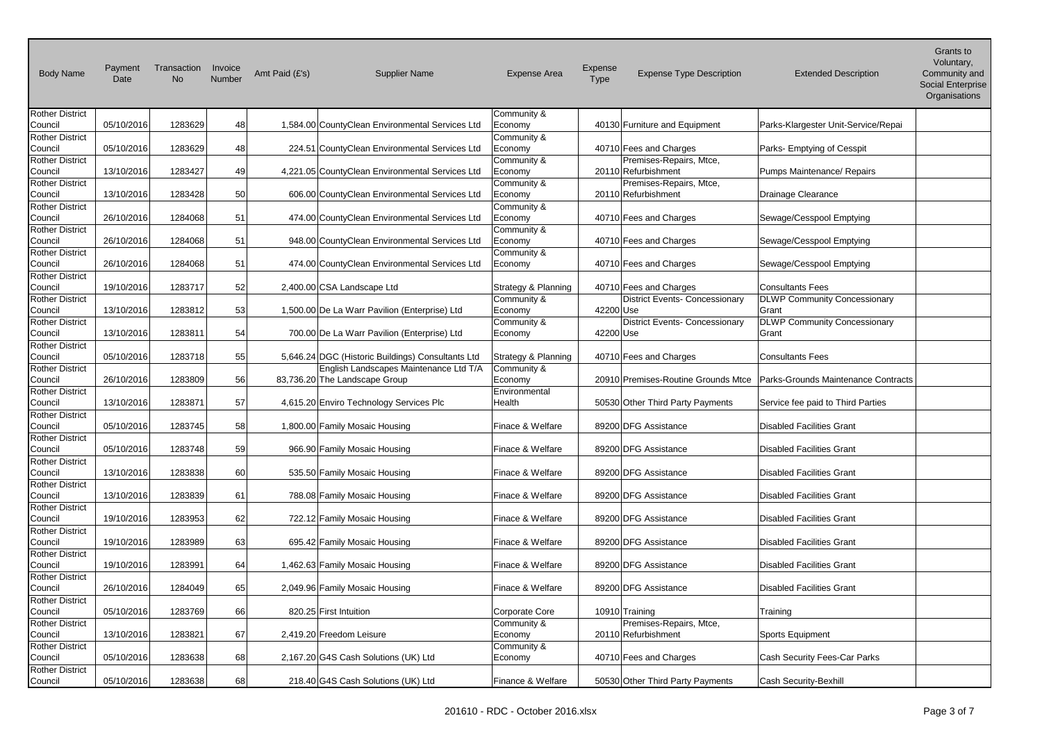| Body Name | Payment Date | Transaction No | Invoice Number | Amt Paid (£'s) | Supplier Name | Expense Area | Expense Type | Expense Type Description | Extended Description | Grants to Voluntary, Community and Social Enterprise Organisations |
|---|---|---|---|---|---|---|---|---|---|---|
| Rother District Council | 05/10/2016 | 1283629 | 48 | 1,584.00 | CountyClean Environmental Services Ltd | Community & Economy | 40130 | Furniture and Equipment | Parks-Klargester Unit-Service/Repai | |
| Rother District Council | 05/10/2016 | 1283629 | 48 | 224.51 | CountyClean Environmental Services Ltd | Community & Economy | 40710 | Fees and Charges | Parks- Emptying of Cesspit | |
| Rother District Council | 13/10/2016 | 1283427 | 49 | 4,221.05 | CountyClean Environmental Services Ltd | Community & Economy | 20110 | Premises-Repairs, Mtce, Refurbishment | Pumps Maintenance/ Repairs | |
| Rother District Council | 13/10/2016 | 1283428 | 50 | 606.00 | CountyClean Environmental Services Ltd | Community & Economy | 20110 | Premises-Repairs, Mtce, Refurbishment | Drainage Clearance | |
| Rother District Council | 26/10/2016 | 1284068 | 51 | 474.00 | CountyClean Environmental Services Ltd | Community & Economy | 40710 | Fees and Charges | Sewage/Cesspool Emptying | |
| Rother District Council | 26/10/2016 | 1284068 | 51 | 948.00 | CountyClean Environmental Services Ltd | Community & Economy | 40710 | Fees and Charges | Sewage/Cesspool Emptying | |
| Rother District Council | 26/10/2016 | 1284068 | 51 | 474.00 | CountyClean Environmental Services Ltd | Community & Economy | 40710 | Fees and Charges | Sewage/Cesspool Emptying | |
| Rother District Council | 19/10/2016 | 1283717 | 52 | 2,400.00 | CSA Landscape Ltd | Strategy & Planning | 40710 | Fees and Charges | Consultants Fees | |
| Rother District Council | 13/10/2016 | 1283812 | 53 | 1,500.00 | De La Warr Pavilion (Enterprise) Ltd | Community & Economy | 42200 | District Events- Concessionary Use | DLWP Community Concessionary Grant | |
| Rother District Council | 13/10/2016 | 1283811 | 54 | 700.00 | De La Warr Pavilion (Enterprise) Ltd | Community & Economy | 42200 | District Events- Concessionary Use | DLWP Community Concessionary Grant | |
| Rother District Council | 05/10/2016 | 1283718 | 55 | 5,646.24 | DGC (Historic Buildings) Consultants Ltd | Strategy & Planning | 40710 | Fees and Charges | Consultants Fees | |
| Rother District Council | 26/10/2016 | 1283809 | 56 | 83,736.20 | English Landscapes Maintenance Ltd T/A The Landscape Group | Community & Economy | 20910 | Premises-Routine Grounds Mtce | Parks-Grounds Maintenance Contracts | |
| Rother District Council | 13/10/2016 | 1283871 | 57 | 4,615.20 | Enviro Technology Services Plc | Environmental Health | 50530 | Other Third Party Payments | Service fee paid to Third Parties | |
| Rother District Council | 05/10/2016 | 1283745 | 58 | 1,800.00 | Family Mosaic Housing | Finace & Welfare | 89200 | DFG Assistance | Disabled Facilities Grant | |
| Rother District Council | 05/10/2016 | 1283748 | 59 | 966.90 | Family Mosaic Housing | Finace & Welfare | 89200 | DFG Assistance | Disabled Facilities Grant | |
| Rother District Council | 13/10/2016 | 1283838 | 60 | 535.50 | Family Mosaic Housing | Finace & Welfare | 89200 | DFG Assistance | Disabled Facilities Grant | |
| Rother District Council | 13/10/2016 | 1283839 | 61 | 788.08 | Family Mosaic Housing | Finace & Welfare | 89200 | DFG Assistance | Disabled Facilities Grant | |
| Rother District Council | 19/10/2016 | 1283953 | 62 | 722.12 | Family Mosaic Housing | Finace & Welfare | 89200 | DFG Assistance | Disabled Facilities Grant | |
| Rother District Council | 19/10/2016 | 1283989 | 63 | 695.42 | Family Mosaic Housing | Finace & Welfare | 89200 | DFG Assistance | Disabled Facilities Grant | |
| Rother District Council | 19/10/2016 | 1283991 | 64 | 1,462.63 | Family Mosaic Housing | Finace & Welfare | 89200 | DFG Assistance | Disabled Facilities Grant | |
| Rother District Council | 26/10/2016 | 1284049 | 65 | 2,049.96 | Family Mosaic Housing | Finace & Welfare | 89200 | DFG Assistance | Disabled Facilities Grant | |
| Rother District Council | 05/10/2016 | 1283769 | 66 | 820.25 | First Intuition | Corporate Core | 10910 | Training | Training | |
| Rother District Council | 13/10/2016 | 1283821 | 67 | 2,419.20 | Freedom Leisure | Community & Economy | 20110 | Premises-Repairs, Mtce, Refurbishment | Sports Equipment | |
| Rother District Council | 05/10/2016 | 1283638 | 68 | 2,167.20 | G4S Cash Solutions (UK) Ltd | Community & Economy | 40710 | Fees and Charges | Cash Security Fees-Car Parks | |
| Rother District Council | 05/10/2016 | 1283638 | 68 | 218.40 | G4S Cash Solutions (UK) Ltd | Finance & Welfare | 50530 | Other Third Party Payments | Cash Security-Bexhill | |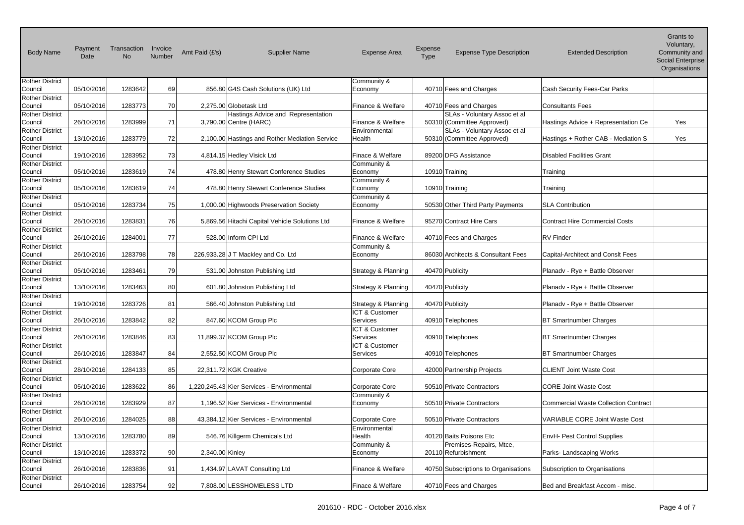| Body Name | Payment Date | Transaction No | Invoice Number | Amt Paid (£'s) | Supplier Name | Expense Area | Expense Type | Expense Type Description | Extended Description | Grants to Voluntary, Community and Social Enterprise Organisations |
|---|---|---|---|---|---|---|---|---|---|---|
| Rother District Council | 05/10/2016 | 1283642 | 69 | 856.80 | G4S Cash Solutions (UK) Ltd | Community & Economy | 40710 | Fees and Charges | Cash Security Fees-Car Parks | |
| Rother District Council | 05/10/2016 | 1283773 | 70 | 2,275.00 | Globetask Ltd | Finance & Welfare | 40710 | Fees and Charges | Consultants Fees | |
| Rother District Council | 26/10/2016 | 1283999 | 71 | 3,790.00 | Hastings Advice and Representation Centre (HARC) | Finance & Welfare | 50310 | SLAs - Voluntary Assoc et al (Committee Approved) | Hastings Advice + Representation Ce | Yes |
| Rother District Council | 13/10/2016 | 1283779 | 72 | 2,100.00 | Hastings and Rother Mediation Service | Environmental Health | 50310 | SLAs - Voluntary Assoc et al (Committee Approved) | Hastings + Rother CAB - Mediation S | Yes |
| Rother District Council | 19/10/2016 | 1283952 | 73 | 4,814.15 | Hedley Visick Ltd | Finace & Welfare | 89200 | DFG Assistance | Disabled Facilities Grant | |
| Rother District Council | 05/10/2016 | 1283619 | 74 | 478.80 | Henry Stewart Conference Studies | Community & Economy | 10910 | Training | Training | |
| Rother District Council | 05/10/2016 | 1283619 | 74 | 478.80 | Henry Stewart Conference Studies | Community & Economy | 10910 | Training | Training | |
| Rother District Council | 05/10/2016 | 1283734 | 75 | 1,000.00 | Highwoods Preservation Society | Community & Economy | 50530 | Other Third Party Payments | SLA Contribution | |
| Rother District Council | 26/10/2016 | 1283831 | 76 | 5,869.56 | Hitachi Capital Vehicle Solutions Ltd | Finance & Welfare | 95270 | Contract Hire Cars | Contract Hire Commercial Costs | |
| Rother District Council | 26/10/2016 | 1284001 | 77 | 528.00 | Inform CPI Ltd | Finance & Welfare | 40710 | Fees and Charges | RV Finder | |
| Rother District Council | 26/10/2016 | 1283798 | 78 | 226,933.28 | J T Mackley and Co. Ltd | Community & Economy | 86030 | Architects & Consultant Fees | Capital-Architect and Conslt Fees | |
| Rother District Council | 05/10/2016 | 1283461 | 79 | 531.00 | Johnston Publishing Ltd | Strategy & Planning | 40470 | Publicity | Planadv - Rye + Battle Observer | |
| Rother District Council | 13/10/2016 | 1283463 | 80 | 601.80 | Johnston Publishing Ltd | Strategy & Planning | 40470 | Publicity | Planadv - Rye + Battle Observer | |
| Rother District Council | 19/10/2016 | 1283726 | 81 | 566.40 | Johnston Publishing Ltd | Strategy & Planning | 40470 | Publicity | Planadv - Rye + Battle Observer | |
| Rother District Council | 26/10/2016 | 1283842 | 82 | 847.60 | KCOM Group Plc | ICT & Customer Services | 40910 | Telephones | BT Smartnumber Charges | |
| Rother District Council | 26/10/2016 | 1283846 | 83 | 11,899.37 | KCOM Group Plc | ICT & Customer Services | 40910 | Telephones | BT Smartnumber Charges | |
| Rother District Council | 26/10/2016 | 1283847 | 84 | 2,552.50 | KCOM Group Plc | ICT & Customer Services | 40910 | Telephones | BT Smartnumber Charges | |
| Rother District Council | 28/10/2016 | 1284133 | 85 | 22,311.72 | KGK Creative | Corporate Core | 42000 | Partnership Projects | CLIENT Joint Waste Cost | |
| Rother District Council | 05/10/2016 | 1283622 | 86 | 1,220,245.43 | Kier Services - Environmental | Corporate Core | 50510 | Private Contractors | CORE Joint Waste Cost | |
| Rother District Council | 26/10/2016 | 1283929 | 87 | 1,196.52 | Kier Services - Environmental | Community & Economy | 50510 | Private Contractors | Commercial Waste Collection Contract | |
| Rother District Council | 26/10/2016 | 1284025 | 88 | 43,384.12 | Kier Services - Environmental | Corporate Core | 50510 | Private Contractors | VARIABLE CORE Joint Waste Cost | |
| Rother District Council | 13/10/2016 | 1283780 | 89 | 546.76 | Killgerm Chemicals Ltd | Environmental Health | 40120 | Baits Poisons Etc | EnvH- Pest Control Supplies | |
| Rother District Council | 13/10/2016 | 1283372 | 90 | 2,340.00 | Kinley | Community & Economy | 20110 | Premises-Repairs, Mtce, Refurbishment | Parks- Landscaping Works | |
| Rother District Council | 26/10/2016 | 1283836 | 91 | 1,434.97 | LAVAT Consulting Ltd | Finance & Welfare | 40750 | Subscriptions to Organisations | Subscription to Organisations | |
| Rother District Council | 26/10/2016 | 1283754 | 92 | 7,808.00 | LESSHOMELESS LTD | Finace & Welfare | 40710 | Fees and Charges | Bed and Breakfast Accom - misc. | |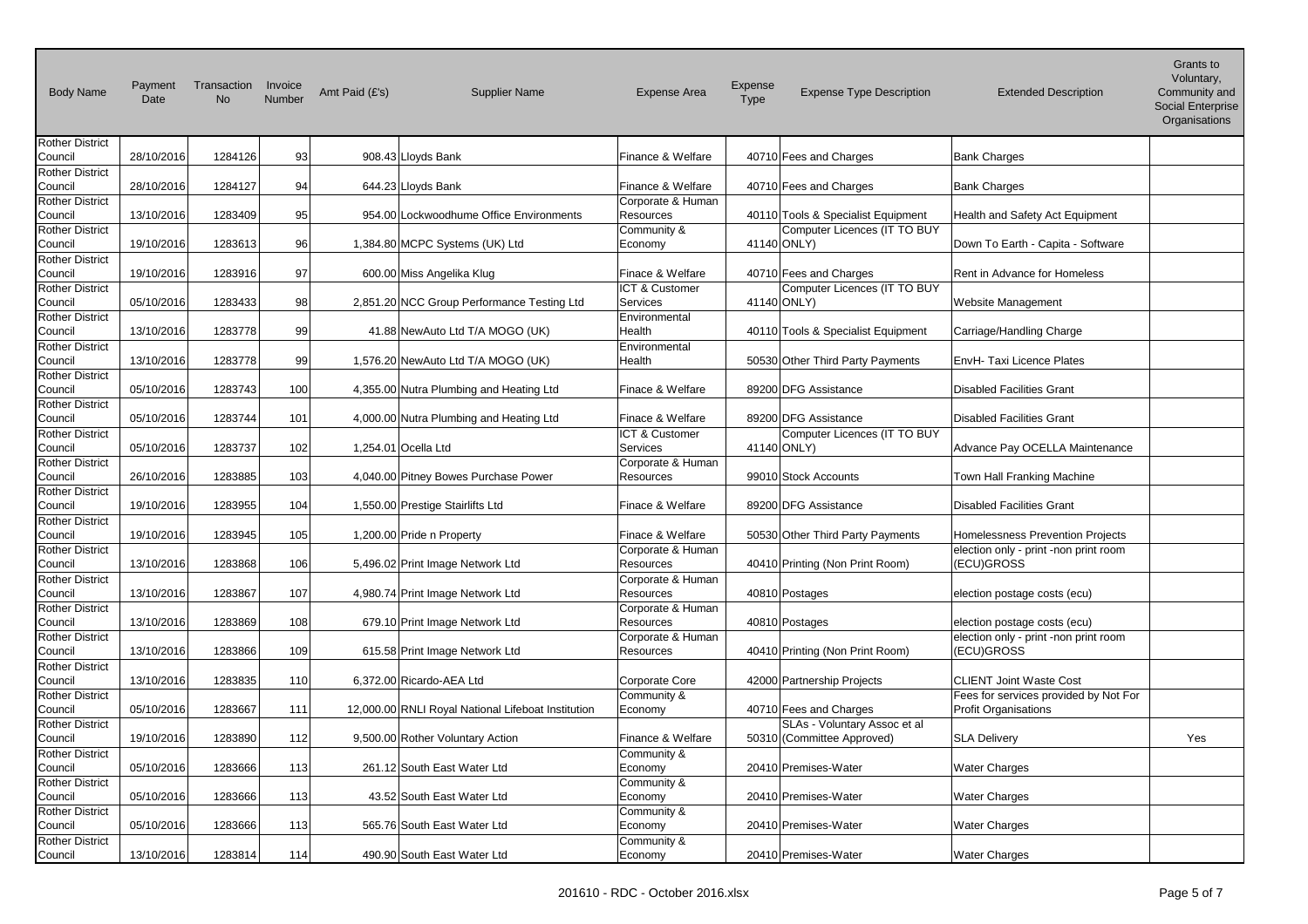| Body Name | Payment Date | Transaction No | Invoice Number | Amt Paid (£'s) | Supplier Name | Expense Area | Expense Type | Expense Type Description | Extended Description | Grants to Voluntary, Community and Social Enterprise Organisations |
|---|---|---|---|---|---|---|---|---|---|---|
| Rother District Council | 28/10/2016 | 1284126 | 93 | 908.43 | Lloyds Bank | Finance & Welfare | 40710 | Fees and Charges | Bank Charges | |
| Rother District Council | 28/10/2016 | 1284127 | 94 | 644.23 | Lloyds Bank | Finance & Welfare | 40710 | Fees and Charges | Bank Charges | |
| Rother District Council | 13/10/2016 | 1283409 | 95 | 954.00 | Lockwoodhume Office Environments | Corporate & Human Resources | 40110 | Tools & Specialist Equipment | Health and Safety Act Equipment | |
| Rother District Council | 19/10/2016 | 1283613 | 96 | 1,384.80 | MCPC Systems (UK) Ltd | Community & Economy | 41140 | Computer Licences (IT TO BUY ONLY) | Down To Earth - Capita - Software | |
| Rother District Council | 19/10/2016 | 1283916 | 97 | 600.00 | Miss Angelika Klug | Finace & Welfare | 40710 | Fees and Charges | Rent in Advance for Homeless | |
| Rother District Council | 05/10/2016 | 1283433 | 98 | 2,851.20 | NCC Group Performance Testing Ltd | ICT & Customer Services | 41140 | Computer Licences (IT TO BUY ONLY) | Website Management | |
| Rother District Council | 13/10/2016 | 1283778 | 99 | 41.88 | NewAuto Ltd T/A MOGO (UK) | Environmental Health | 40110 | Tools & Specialist Equipment | Carriage/Handling Charge | |
| Rother District Council | 13/10/2016 | 1283778 | 99 | 1,576.20 | NewAuto Ltd T/A MOGO (UK) | Environmental Health | 50530 | Other Third Party Payments | EnvH- Taxi Licence Plates | |
| Rother District Council | 05/10/2016 | 1283743 | 100 | 4,355.00 | Nutra Plumbing and Heating Ltd | Finace & Welfare | 89200 | DFG Assistance | Disabled Facilities Grant | |
| Rother District Council | 05/10/2016 | 1283744 | 101 | 4,000.00 | Nutra Plumbing and Heating Ltd | Finace & Welfare | 89200 | DFG Assistance | Disabled Facilities Grant | |
| Rother District Council | 05/10/2016 | 1283737 | 102 | 1,254.01 | Ocella Ltd | ICT & Customer Services | 41140 | Computer Licences (IT TO BUY ONLY) | Advance Pay OCELLA Maintenance | |
| Rother District Council | 26/10/2016 | 1283885 | 103 | 4,040.00 | Pitney Bowes Purchase Power | Corporate & Human Resources | 99010 | Stock Accounts | Town Hall Franking Machine | |
| Rother District Council | 19/10/2016 | 1283955 | 104 | 1,550.00 | Prestige Stairlifts Ltd | Finace & Welfare | 89200 | DFG Assistance | Disabled Facilities Grant | |
| Rother District Council | 19/10/2016 | 1283945 | 105 | 1,200.00 | Pride n Property | Finace & Welfare | 50530 | Other Third Party Payments | Homelessness Prevention Projects | |
| Rother District Council | 13/10/2016 | 1283868 | 106 | 5,496.02 | Print Image Network Ltd | Corporate & Human Resources | 40410 | Printing (Non Print Room) | election only - print -non print room (ECU)GROSS | |
| Rother District Council | 13/10/2016 | 1283867 | 107 | 4,980.74 | Print Image Network Ltd | Corporate & Human Resources | 40810 | Postages | election postage costs (ecu) | |
| Rother District Council | 13/10/2016 | 1283869 | 108 | 679.10 | Print Image Network Ltd | Corporate & Human Resources | 40810 | Postages | election postage costs (ecu) | |
| Rother District Council | 13/10/2016 | 1283866 | 109 | 615.58 | Print Image Network Ltd | Corporate & Human Resources | 40410 | Printing (Non Print Room) | election only - print -non print room (ECU)GROSS | |
| Rother District Council | 13/10/2016 | 1283835 | 110 | 6,372.00 | Ricardo-AEA Ltd | Corporate Core | 42000 | Partnership Projects | CLIENT Joint Waste Cost | |
| Rother District Council | 05/10/2016 | 1283667 | 111 | 12,000.00 | RNLI Royal National Lifeboat Institution | Community & Economy | 40710 | Fees and Charges | Fees for services provided by Not For Profit Organisations | |
| Rother District Council | 19/10/2016 | 1283890 | 112 | 9,500.00 | Rother Voluntary Action | Finance & Welfare | 50310 | SLAs - Voluntary Assoc et al (Committee Approved) | SLA Delivery | Yes |
| Rother District Council | 05/10/2016 | 1283666 | 113 | 261.12 | South East Water Ltd | Community & Economy | 20410 | Premises-Water | Water Charges | |
| Rother District Council | 05/10/2016 | 1283666 | 113 | 43.52 | South East Water Ltd | Community & Economy | 20410 | Premises-Water | Water Charges | |
| Rother District Council | 05/10/2016 | 1283666 | 113 | 565.76 | South East Water Ltd | Community & Economy | 20410 | Premises-Water | Water Charges | |
| Rother District Council | 13/10/2016 | 1283814 | 114 | 490.90 | South East Water Ltd | Community & Economy | 20410 | Premises-Water | Water Charges | |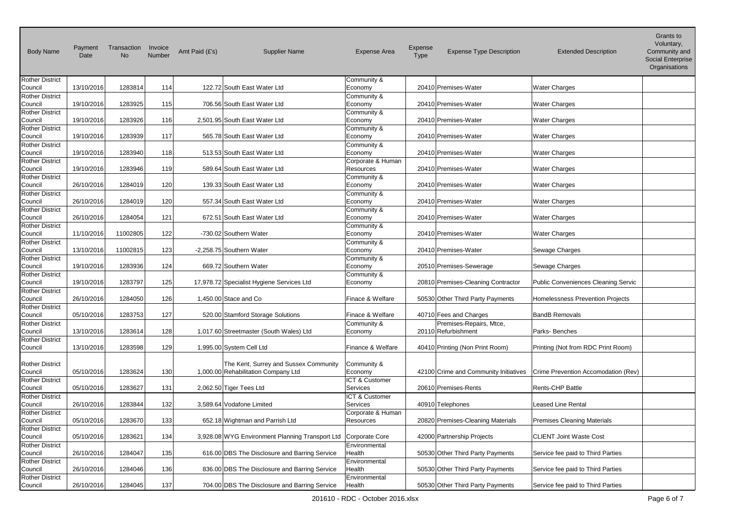| Body Name | Payment Date | Transaction No | Invoice Number | Amt Paid (£'s) | Supplier Name | Expense Area | Expense Type | Expense Type Description | Extended Description | Grants to Voluntary, Community and Social Enterprise Organisations |
|---|---|---|---|---|---|---|---|---|---|---|
| Rother District Council | 13/10/2016 | 1283814 | 114 | 122.72 | South East Water Ltd | Community & Economy | 20410 | Premises-Water | Water Charges | |
| Rother District Council | 19/10/2016 | 1283925 | 115 | 706.56 | South East Water Ltd | Community & Economy | 20410 | Premises-Water | Water Charges | |
| Rother District Council | 19/10/2016 | 1283926 | 116 | 2,501.95 | South East Water Ltd | Community & Economy | 20410 | Premises-Water | Water Charges | |
| Rother District Council | 19/10/2016 | 1283939 | 117 | 565.78 | South East Water Ltd | Community & Economy | 20410 | Premises-Water | Water Charges | |
| Rother District Council | 19/10/2016 | 1283940 | 118 | 513.53 | South East Water Ltd | Community & Economy | 20410 | Premises-Water | Water Charges | |
| Rother District Council | 19/10/2016 | 1283946 | 119 | 589.64 | South East Water Ltd | Corporate & Human Resources | 20410 | Premises-Water | Water Charges | |
| Rother District Council | 26/10/2016 | 1284019 | 120 | 139.33 | South East Water Ltd | Community & Economy | 20410 | Premises-Water | Water Charges | |
| Rother District Council | 26/10/2016 | 1284019 | 120 | 557.34 | South East Water Ltd | Community & Economy | 20410 | Premises-Water | Water Charges | |
| Rother District Council | 26/10/2016 | 1284054 | 121 | 672.51 | South East Water Ltd | Community & Economy | 20410 | Premises-Water | Water Charges | |
| Rother District Council | 11/10/2016 | 11002805 | 122 | -730.02 | Southern Water | Community & Economy | 20410 | Premises-Water | Water Charges | |
| Rother District Council | 13/10/2016 | 11002815 | 123 | -2,258.75 | Southern Water | Community & Economy | 20410 | Premises-Water | Sewage Charges | |
| Rother District Council | 19/10/2016 | 1283936 | 124 | 669.72 | Southern Water | Community & Economy | 20510 | Premises-Sewerage | Sewage Charges | |
| Rother District Council | 19/10/2016 | 1283797 | 125 | 17,978.72 | Specialist Hygiene Services Ltd | Community & Economy | 20810 | Premises-Cleaning Contractor | Public Conveniences Cleaning Servic | |
| Rother District Council | 26/10/2016 | 1284050 | 126 | 1,450.00 | Stace and Co | Finace & Welfare | 50530 | Other Third Party Payments | Homelessness Prevention Projects | |
| Rother District Council | 05/10/2016 | 1283753 | 127 | 520.00 | Stamford Storage Solutions | Finace & Welfare | 40710 | Fees and Charges | BandB Removals | |
| Rother District Council | 13/10/2016 | 1283614 | 128 | 1,017.60 | Streetmaster (South Wales) Ltd | Community & Economy | 20110 | Premises-Repairs, Mtce, Refurbishment | Parks- Benches | |
| Rother District Council | 13/10/2016 | 1283598 | 129 | 1,995.00 | System Cell Ltd | Finance & Welfare | 40410 | Printing (Non Print Room) | Printing (Not from RDC Print Room) | |
| Rother District Council | 05/10/2016 | 1283624 | 130 | 1,000.00 | The Kent, Surrey and Sussex Community Rehabilitation Company Ltd | Community & Economy | 42100 | Crime and Community Initiatives | Crime Prevention Accomodation (Rev) | |
| Rother District Council | 05/10/2016 | 1283627 | 131 | 2,062.50 | Tiger Tees Ltd | ICT & Customer Services | 20610 | Premises-Rents | Rents-CHP Battle | |
| Rother District Council | 26/10/2016 | 1283844 | 132 | 3,589.64 | Vodafone Limited | ICT & Customer Services | 40910 | Telephones | Leased Line Rental | |
| Rother District Council | 05/10/2016 | 1283670 | 133 | 652.18 | Wightman and Parrish Ltd | Corporate & Human Resources | 20820 | Premises-Cleaning Materials | Premises Cleaning Materials | |
| Rother District Council | 05/10/2016 | 1283621 | 134 | 3,928.08 | WYG Environment Planning Transport Ltd | Corporate Core | 42000 | Partnership Projects | CLIENT Joint Waste Cost | |
| Rother District Council | 26/10/2016 | 1284047 | 135 | 616.00 | DBS The Disclosure and Barring Service | Environmental Health | 50530 | Other Third Party Payments | Service fee paid to Third Parties | |
| Rother District Council | 26/10/2016 | 1284046 | 136 | 836.00 | DBS The Disclosure and Barring Service | Environmental Health | 50530 | Other Third Party Payments | Service fee paid to Third Parties | |
| Rother District Council | 26/10/2016 | 1284045 | 137 | 704.00 | DBS The Disclosure and Barring Service | Environmental Health | 50530 | Other Third Party Payments | Service fee paid to Third Parties | |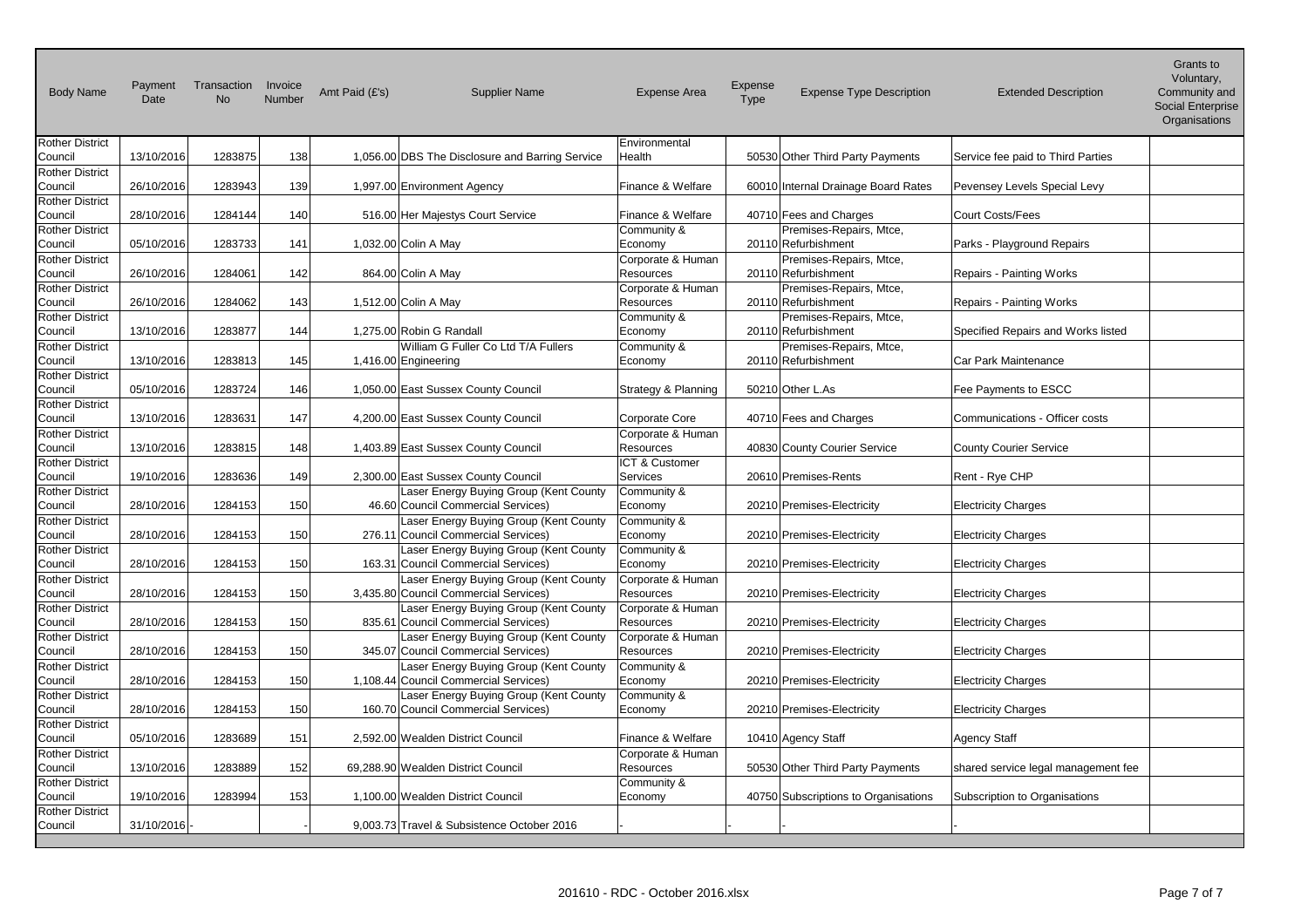| Body Name | Payment Date | Transaction No | Invoice Number | Amt Paid (£'s) | Supplier Name | Expense Area | Expense Type | Expense Type Description | Extended Description | Grants to Voluntary, Community and Social Enterprise Organisations |
|---|---|---|---|---|---|---|---|---|---|---|
| Rother District Council | 13/10/2016 | 1283875 | 138 | 1,056.00 | DBS The Disclosure and Barring Service | Environmental Health | 50530 | Other Third Party Payments | Service fee paid to Third Parties | |
| Rother District Council | 26/10/2016 | 1283943 | 139 | 1,997.00 | Environment Agency | Finance & Welfare | 60010 | Internal Drainage Board Rates | Pevensey Levels Special Levy | |
| Rother District Council | 28/10/2016 | 1284144 | 140 | 516.00 | Her Majestys Court Service | Finance & Welfare | 40710 | Fees and Charges | Court Costs/Fees | |
| Rother District Council | 05/10/2016 | 1283733 | 141 | 1,032.00 | Colin A May | Community & Economy | 20110 | Premises-Repairs, Mtce, Refurbishment | Parks - Playground Repairs | |
| Rother District Council | 26/10/2016 | 1284061 | 142 | 864.00 | Colin A May | Corporate & Human Resources | 20110 | Premises-Repairs, Mtce, Refurbishment | Repairs - Painting Works | |
| Rother District Council | 26/10/2016 | 1284062 | 143 | 1,512.00 | Colin A May | Corporate & Human Resources | 20110 | Premises-Repairs, Mtce, Refurbishment | Repairs - Painting Works | |
| Rother District Council | 13/10/2016 | 1283877 | 144 | 1,275.00 | Robin G Randall | Community & Economy | 20110 | Premises-Repairs, Mtce, Refurbishment | Specified Repairs and Works listed | |
| Rother District Council | 13/10/2016 | 1283813 | 145 | 1,416.00 | William G Fuller Co Ltd T/A Fullers Engineering | Community & Economy | 20110 | Premises-Repairs, Mtce, Refurbishment | Car Park Maintenance | |
| Rother District Council | 05/10/2016 | 1283724 | 146 | 1,050.00 | East Sussex County Council | Strategy & Planning | 50210 | Other L.As | Fee Payments to ESCC | |
| Rother District Council | 13/10/2016 | 1283631 | 147 | 4,200.00 | East Sussex County Council | Corporate Core | 40710 | Fees and Charges | Communications - Officer costs | |
| Rother District Council | 13/10/2016 | 1283815 | 148 | 1,403.89 | East Sussex County Council | Corporate & Human Resources | 40830 | County Courier Service | County Courier Service | |
| Rother District Council | 19/10/2016 | 1283636 | 149 | 2,300.00 | East Sussex County Council | ICT & Customer Services | 20610 | Premises-Rents | Rent - Rye CHP | |
| Rother District Council | 28/10/2016 | 1284153 | 150 | 46.60 | Laser Energy Buying Group (Kent County Council Commercial Services) | Community & Economy | 20210 | Premises-Electricity | Electricity Charges | |
| Rother District Council | 28/10/2016 | 1284153 | 150 | 276.11 | Laser Energy Buying Group (Kent County Council Commercial Services) | Community & Economy | 20210 | Premises-Electricity | Electricity Charges | |
| Rother District Council | 28/10/2016 | 1284153 | 150 | 163.31 | Laser Energy Buying Group (Kent County Council Commercial Services) | Community & Economy | 20210 | Premises-Electricity | Electricity Charges | |
| Rother District Council | 28/10/2016 | 1284153 | 150 | 3,435.80 | Laser Energy Buying Group (Kent County Council Commercial Services) | Corporate & Human Resources | 20210 | Premises-Electricity | Electricity Charges | |
| Rother District Council | 28/10/2016 | 1284153 | 150 | 835.61 | Laser Energy Buying Group (Kent County Council Commercial Services) | Corporate & Human Resources | 20210 | Premises-Electricity | Electricity Charges | |
| Rother District Council | 28/10/2016 | 1284153 | 150 | 345.07 | Laser Energy Buying Group (Kent County Council Commercial Services) | Corporate & Human Resources | 20210 | Premises-Electricity | Electricity Charges | |
| Rother District Council | 28/10/2016 | 1284153 | 150 | 1,108.44 | Laser Energy Buying Group (Kent County Council Commercial Services) | Community & Economy | 20210 | Premises-Electricity | Electricity Charges | |
| Rother District Council | 28/10/2016 | 1284153 | 150 | 160.70 | Laser Energy Buying Group (Kent County Council Commercial Services) | Community & Economy | 20210 | Premises-Electricity | Electricity Charges | |
| Rother District Council | 05/10/2016 | 1283689 | 151 | 2,592.00 | Wealden District Council | Finance & Welfare | 10410 | Agency Staff | Agency Staff | |
| Rother District Council | 13/10/2016 | 1283889 | 152 | 69,288.90 | Wealden District Council | Corporate & Human Resources | 50530 | Other Third Party Payments | shared service legal management fee | |
| Rother District Council | 19/10/2016 | 1283994 | 153 | 1,100.00 | Wealden District Council | Community & Economy | 40750 | Subscriptions to Organisations | Subscription to Organisations | |
| Rother District Council | 31/10/2016 | - | - | 9,003.73 | Travel & Subsistence October 2016 | - | - | - | - | |